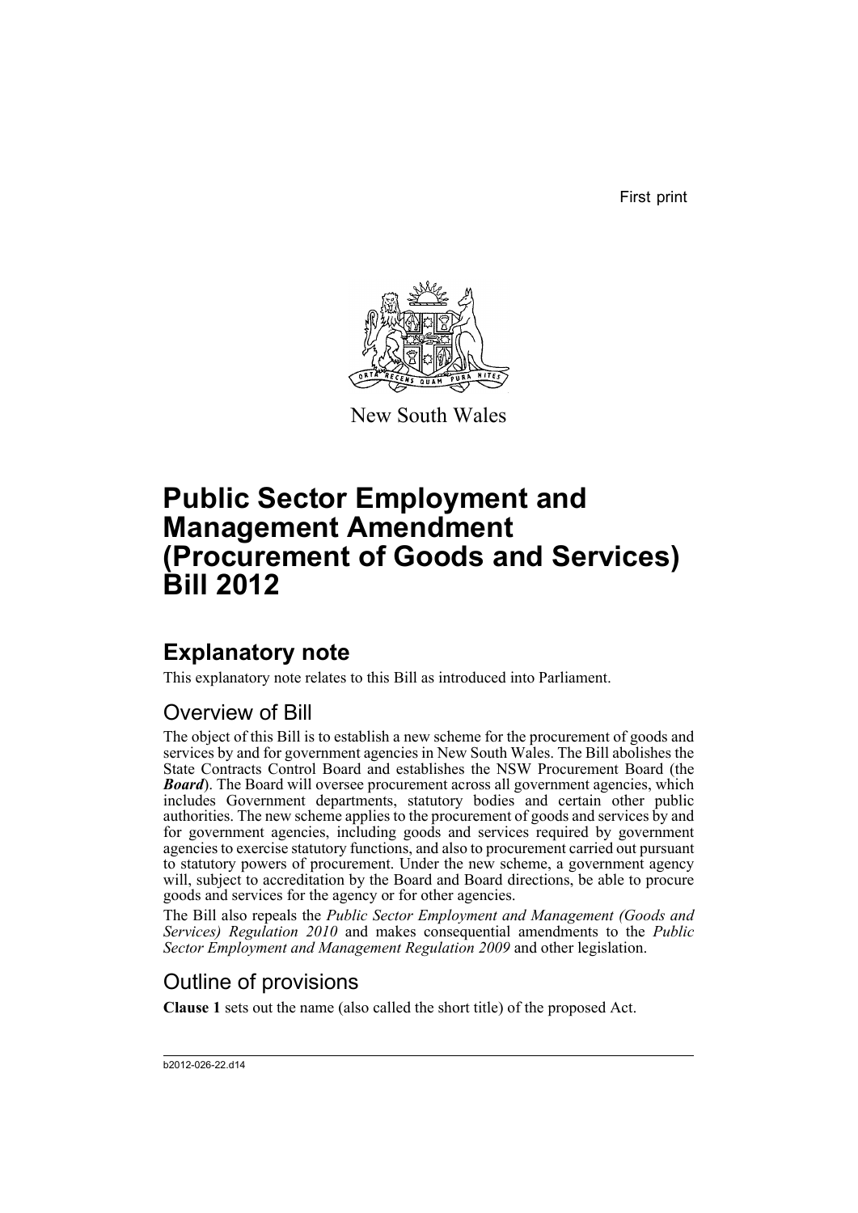First print

New South Wales

# Public Sector Employment and Management Amendment (Procurement of Goods and Services) Bill 2012

## Explanatory note

This explanatory note relates to this Bill as introduced into Parliament.

### Overview of Bill

The object of this Bill is to establish a new scheme for the procurement of goods and services by and for government agencies in New South Wales. The Bill abolishes the State Contracts Control Board and establishes the NSW Procurement Board (the ***Board***). The Board will oversee procurement across all government agencies, which includes Government departments, statutory bodies and certain other public authorities. The new scheme applies to the procurement of goods and services by and for government agencies, including goods and services required by government agencies to exercise statutory functions, and also to procurement carried out pursuant to statutory powers of procurement. Under the new scheme, a government agency will, subject to accreditation by the Board and Board directions, be able to procure goods and services for the agency or for other agencies.

The Bill also repeals the *Public Sector Employment and Management (Goods and Services) Regulation 2010* and makes consequential amendments to the *Public Sector Employment and Management Regulation 2009* and other legislation.

### Outline of provisions

**Clause 1** sets out the name (also called the short title) of the proposed Act.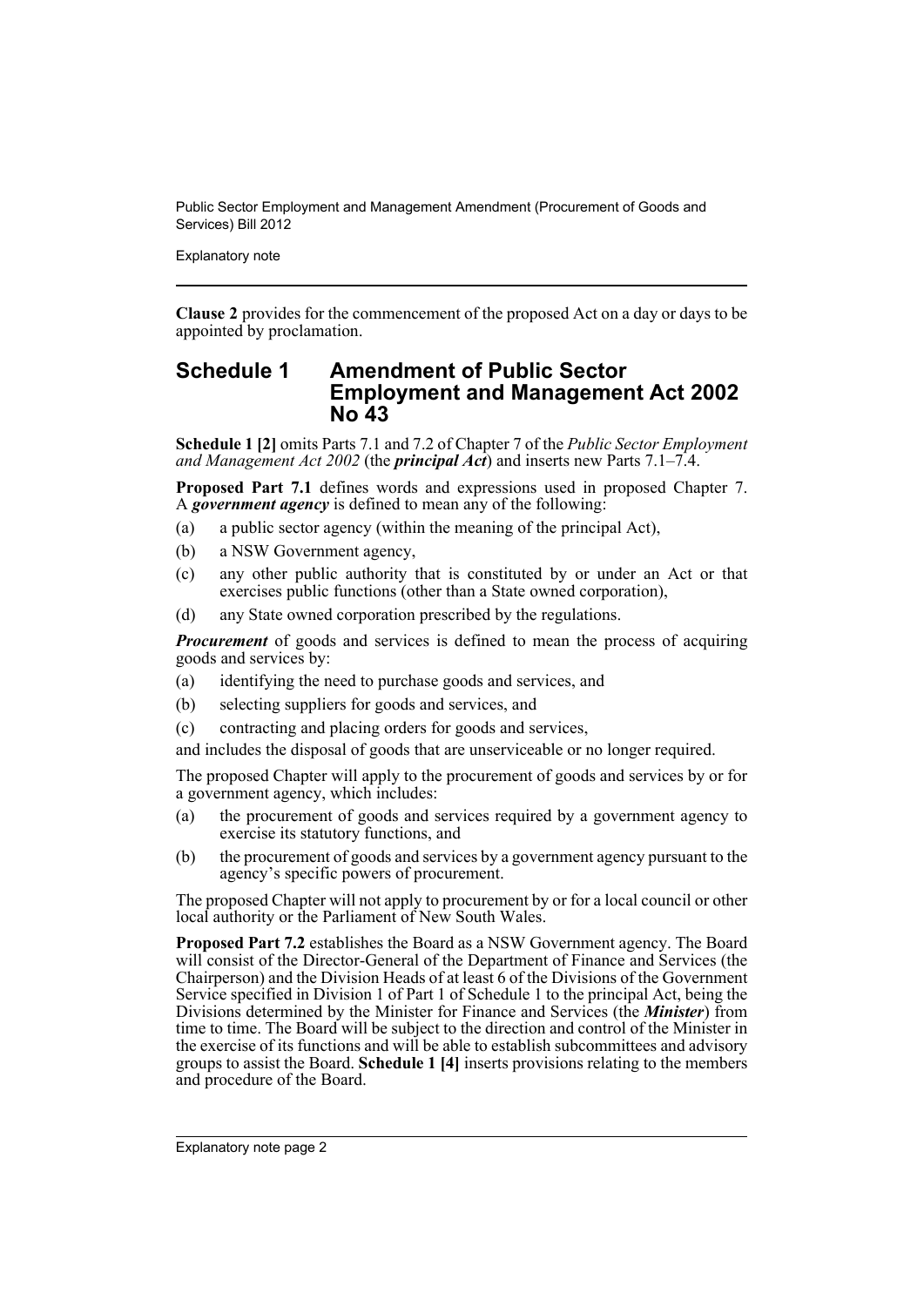**Clause 2** provides for the commencement of the proposed Act on a day or days to be appointed by proclamation.

## Schedule 1 Amendment of Public Sector Employment and Management Act 2002 No 43

**Schedule 1 [2]** omits Parts 7.1 and 7.2 of Chapter 7 of the *Public Sector Employment and Management Act 2002* (the ***principal Act***) and inserts new Parts 7.1–7.4.

**Proposed Part 7.1** defines words and expressions used in proposed Chapter 7. A ***government agency*** is defined to mean any of the following:

(a) a public sector agency (within the meaning of the principal Act),

(b) a NSW Government agency,

(c) any other public authority that is constituted by or under an Act or that exercises public functions (other than a State owned corporation),

(d) any State owned corporation prescribed by the regulations.

***Procurement*** of goods and services is defined to mean the process of acquiring goods and services by:

(a) identifying the need to purchase goods and services, and

(b) selecting suppliers for goods and services, and

(c) contracting and placing orders for goods and services,

and includes the disposal of goods that are unserviceable or no longer required.

The proposed Chapter will apply to the procurement of goods and services by or for a government agency, which includes:

(a) the procurement of goods and services required by a government agency to exercise its statutory functions, and

(b) the procurement of goods and services by a government agency pursuant to the agency's specific powers of procurement.

The proposed Chapter will not apply to procurement by or for a local council or other local authority or the Parliament of New South Wales.

**Proposed Part 7.2** establishes the Board as a NSW Government agency. The Board will consist of the Director-General of the Department of Finance and Services (the Chairperson) and the Division Heads of at least 6 of the Divisions of the Government Service specified in Division 1 of Part 1 of Schedule 1 to the principal Act, being the Divisions determined by the Minister for Finance and Services (the ***Minister***) from time to time. The Board will be subject to the direction and control of the Minister in the exercise of its functions and will be able to establish subcommittees and advisory groups to assist the Board. **Schedule 1 [4]** inserts provisions relating to the members and procedure of the Board.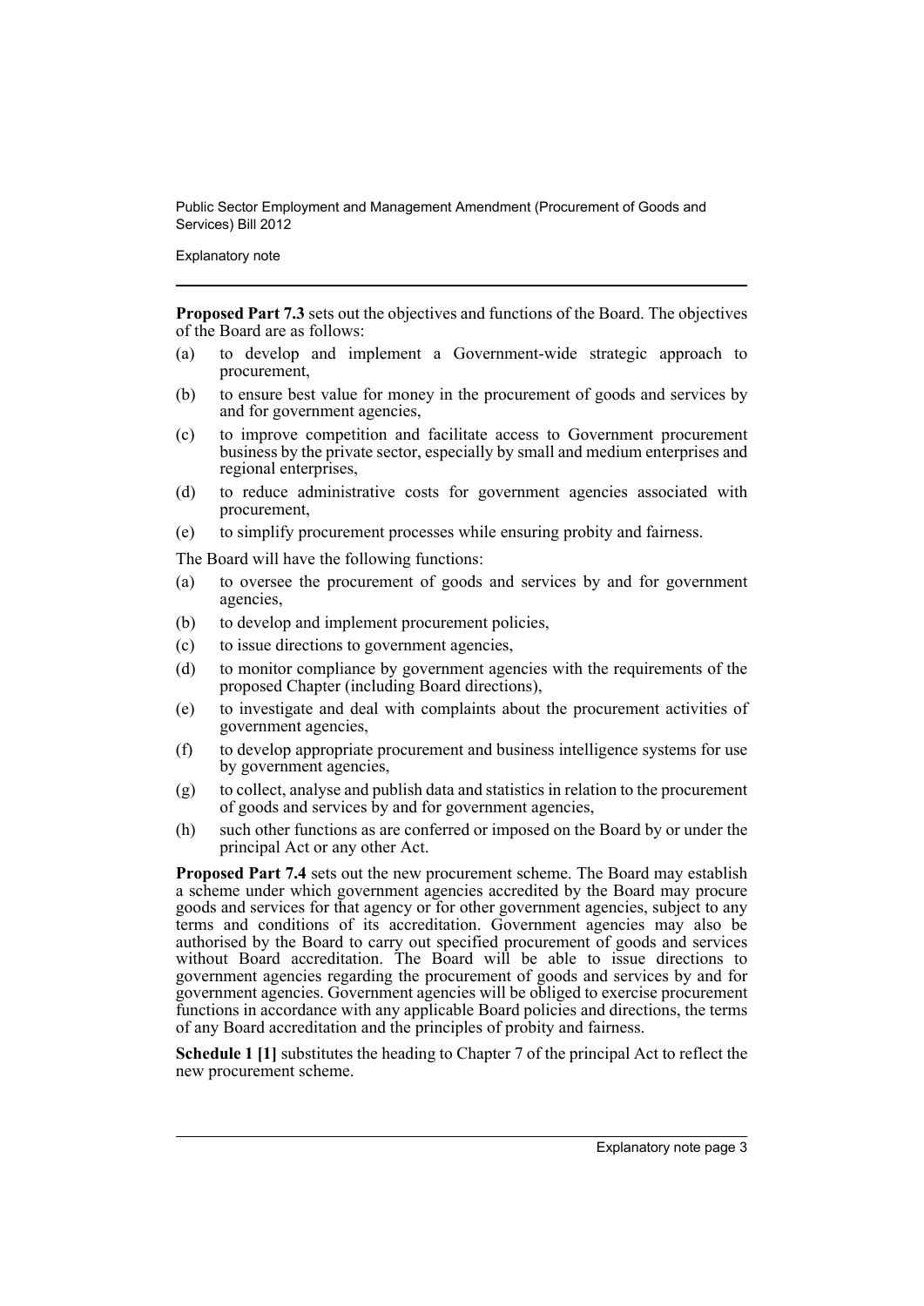**Proposed Part 7.3** sets out the objectives and functions of the Board. The objectives of the Board are as follows:

(a) to develop and implement a Government-wide strategic approach to procurement,

(b) to ensure best value for money in the procurement of goods and services by and for government agencies,

(c) to improve competition and facilitate access to Government procurement business by the private sector, especially by small and medium enterprises and regional enterprises,

(d) to reduce administrative costs for government agencies associated with procurement,

(e) to simplify procurement processes while ensuring probity and fairness.

The Board will have the following functions:

(a) to oversee the procurement of goods and services by and for government agencies,

(b) to develop and implement procurement policies,

(c) to issue directions to government agencies,

(d) to monitor compliance by government agencies with the requirements of the proposed Chapter (including Board directions),

(e) to investigate and deal with complaints about the procurement activities of government agencies,

(f) to develop appropriate procurement and business intelligence systems for use by government agencies,

(g) to collect, analyse and publish data and statistics in relation to the procurement of goods and services by and for government agencies,

(h) such other functions as are conferred or imposed on the Board by or under the principal Act or any other Act.

**Proposed Part 7.4** sets out the new procurement scheme. The Board may establish a scheme under which government agencies accredited by the Board may procure goods and services for that agency or for other government agencies, subject to any terms and conditions of its accreditation. Government agencies may also be authorised by the Board to carry out specified procurement of goods and services without Board accreditation. The Board will be able to issue directions to government agencies regarding the procurement of goods and services by and for government agencies. Government agencies will be obliged to exercise procurement functions in accordance with any applicable Board policies and directions, the terms of any Board accreditation and the principles of probity and fairness.

**Schedule 1 [1]** substitutes the heading to Chapter 7 of the principal Act to reflect the new procurement scheme.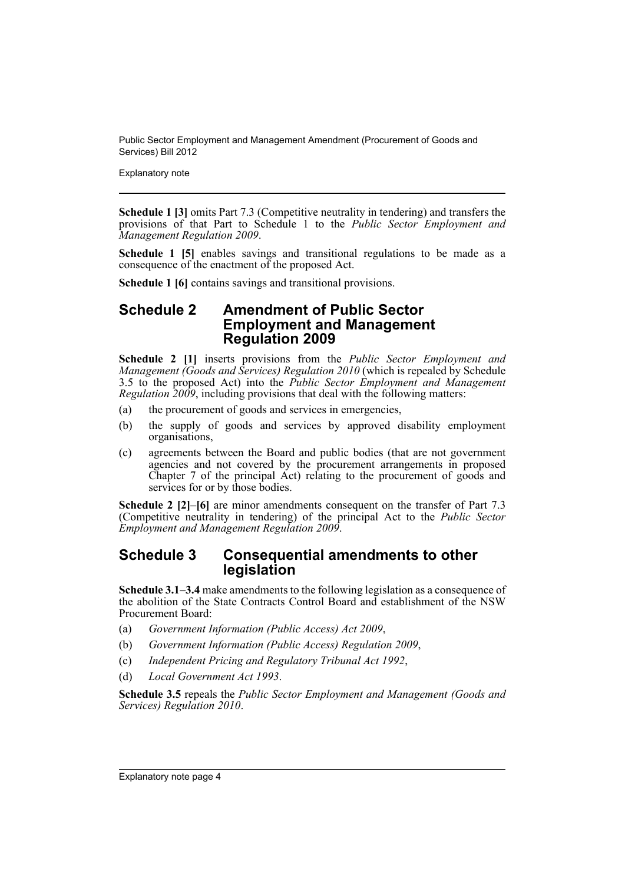**Schedule 1 [3]** omits Part 7.3 (Competitive neutrality in tendering) and transfers the provisions of that Part to Schedule 1 to the *Public Sector Employment and Management Regulation 2009*.

**Schedule 1 [5]** enables savings and transitional regulations to be made as a consequence of the enactment of the proposed Act.

**Schedule 1 [6]** contains savings and transitional provisions.

## Schedule 2 Amendment of Public Sector Employment and Management Regulation 2009

**Schedule 2 [1]** inserts provisions from the *Public Sector Employment and Management (Goods and Services) Regulation 2010* (which is repealed by Schedule 3.5 to the proposed Act) into the *Public Sector Employment and Management Regulation 2009*, including provisions that deal with the following matters:

(a) the procurement of goods and services in emergencies,

(b) the supply of goods and services by approved disability employment organisations,

(c) agreements between the Board and public bodies (that are not government agencies and not covered by the procurement arrangements in proposed Chapter 7 of the principal Act) relating to the procurement of goods and services for or by those bodies.

**Schedule 2 [2]–[6]** are minor amendments consequent on the transfer of Part 7.3 (Competitive neutrality in tendering) of the principal Act to the *Public Sector Employment and Management Regulation 2009*.

## Schedule 3 Consequential amendments to other legislation

**Schedule 3.1–3.4** make amendments to the following legislation as a consequence of the abolition of the State Contracts Control Board and establishment of the NSW Procurement Board:

(a) *Government Information (Public Access) Act 2009*,

(b) *Government Information (Public Access) Regulation 2009*,

(c) *Independent Pricing and Regulatory Tribunal Act 1992*,

(d) *Local Government Act 1993*.

**Schedule 3.5** repeals the *Public Sector Employment and Management (Goods and Services) Regulation 2010*.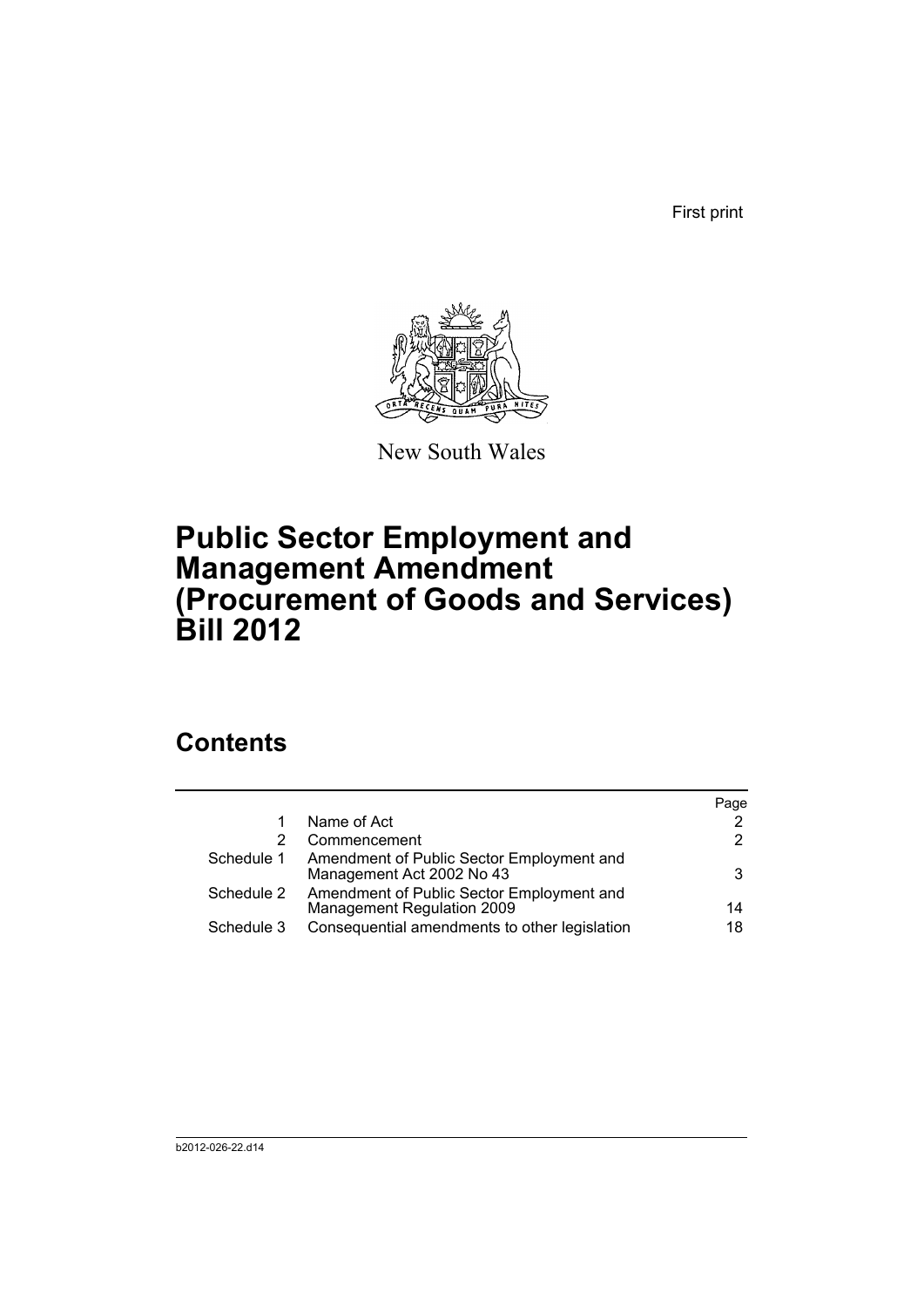First print

New South Wales

# Public Sector Employment and Management Amendment (Procurement of Goods and Services) Bill 2012

## Contents

| | | Page |
|---|---|---|
| 1 | Name of Act | 2 |
| 2 | Commencement | 2 |
| Schedule 1 | Amendment of Public Sector Employment and Management Act 2002 No 43 | 3 |
| Schedule 2 | Amendment of Public Sector Employment and Management Regulation 2009 | 14 |
| Schedule 3 | Consequential amendments to other legislation | 18 |

b2012-026-22.d14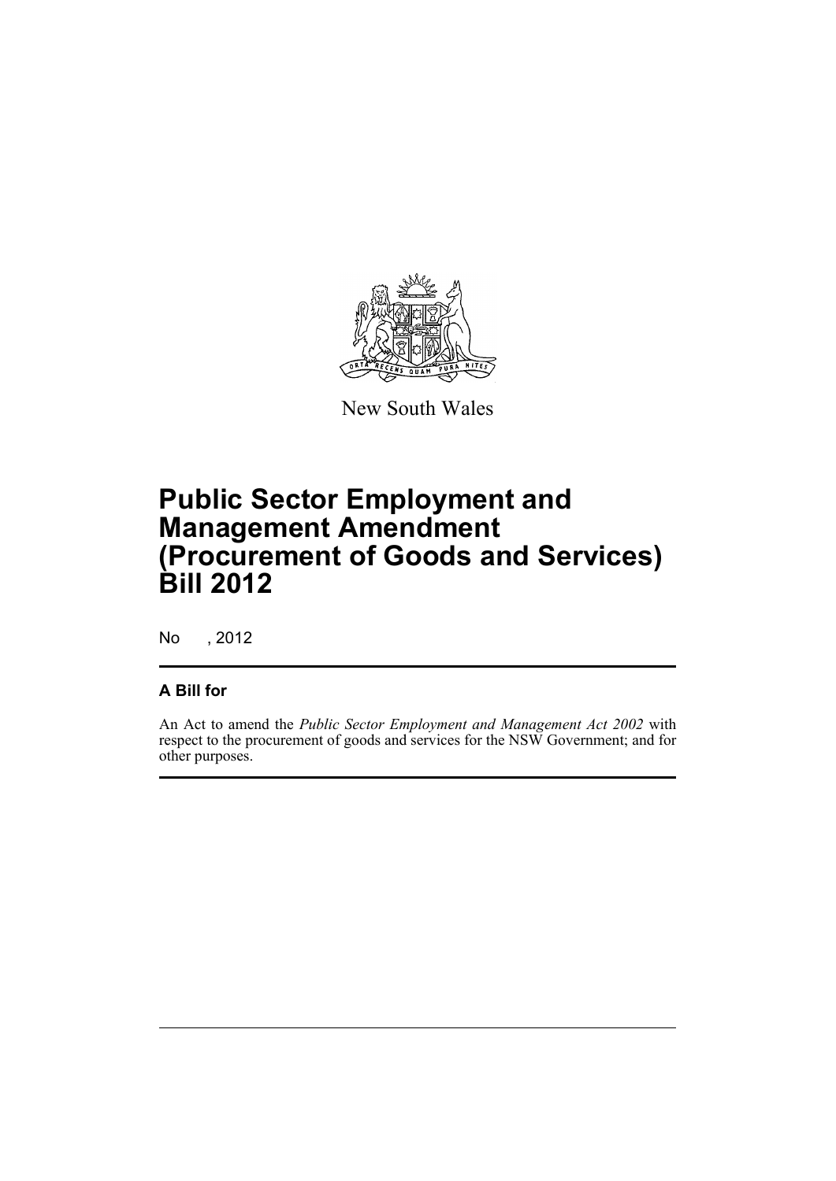New South Wales

# Public Sector Employment and Management Amendment (Procurement of Goods and Services) Bill 2012

No , 2012

## A Bill for

An Act to amend the *Public Sector Employment and Management Act 2002* with respect to the procurement of goods and services for the NSW Government; and for other purposes.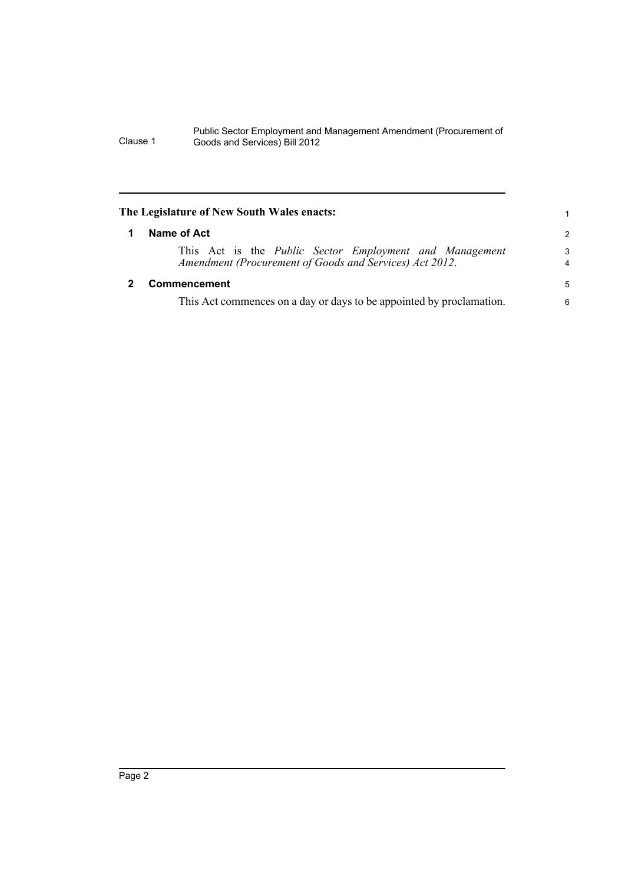**The Legislature of New South Wales enacts:**

## 1 Name of Act

This Act is the *Public Sector Employment and Management Amendment (Procurement of Goods and Services) Act 2012*.

## 2 Commencement

This Act commences on a day or days to be appointed by proclamation.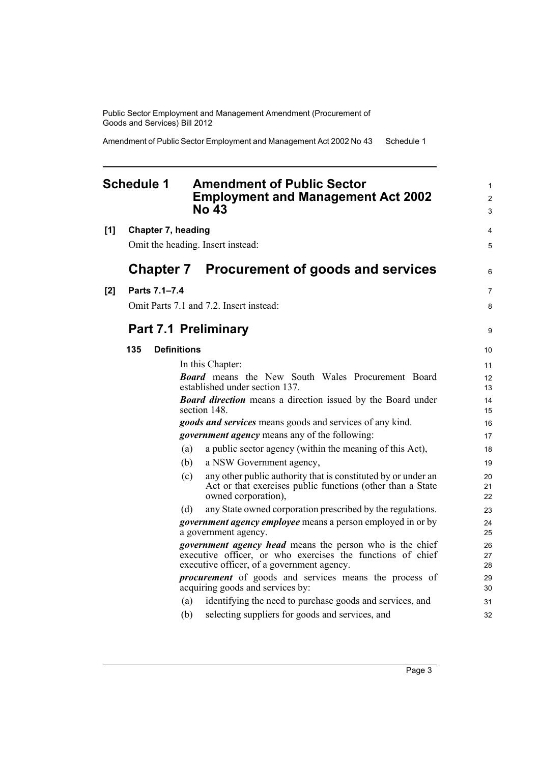# Schedule 1 Amendment of Public Sector Employment and Management Act 2002 No 43

**[1] Chapter 7, heading**

Omit the heading. Insert instead:

# Chapter 7 Procurement of goods and services

**[2] Parts 7.1–7.4**

Omit Parts 7.1 and 7.2. Insert instead:

## Part 7.1 Preliminary

### 135 Definitions

In this Chapter:

***Board*** means the New South Wales Procurement Board established under section 137.

***Board direction*** means a direction issued by the Board under section 148.

***goods and services*** means goods and services of any kind.

***government agency*** means any of the following:

(a) a public sector agency (within the meaning of this Act),

(b) a NSW Government agency,

(c) any other public authority that is constituted by or under an Act or that exercises public functions (other than a State owned corporation),

(d) any State owned corporation prescribed by the regulations.

***government agency employee*** means a person employed in or by a government agency.

***government agency head*** means the person who is the chief executive officer, or who exercises the functions of chief executive officer, of a government agency.

***procurement*** of goods and services means the process of acquiring goods and services by:

(a) identifying the need to purchase goods and services, and

(b) selecting suppliers for goods and services, and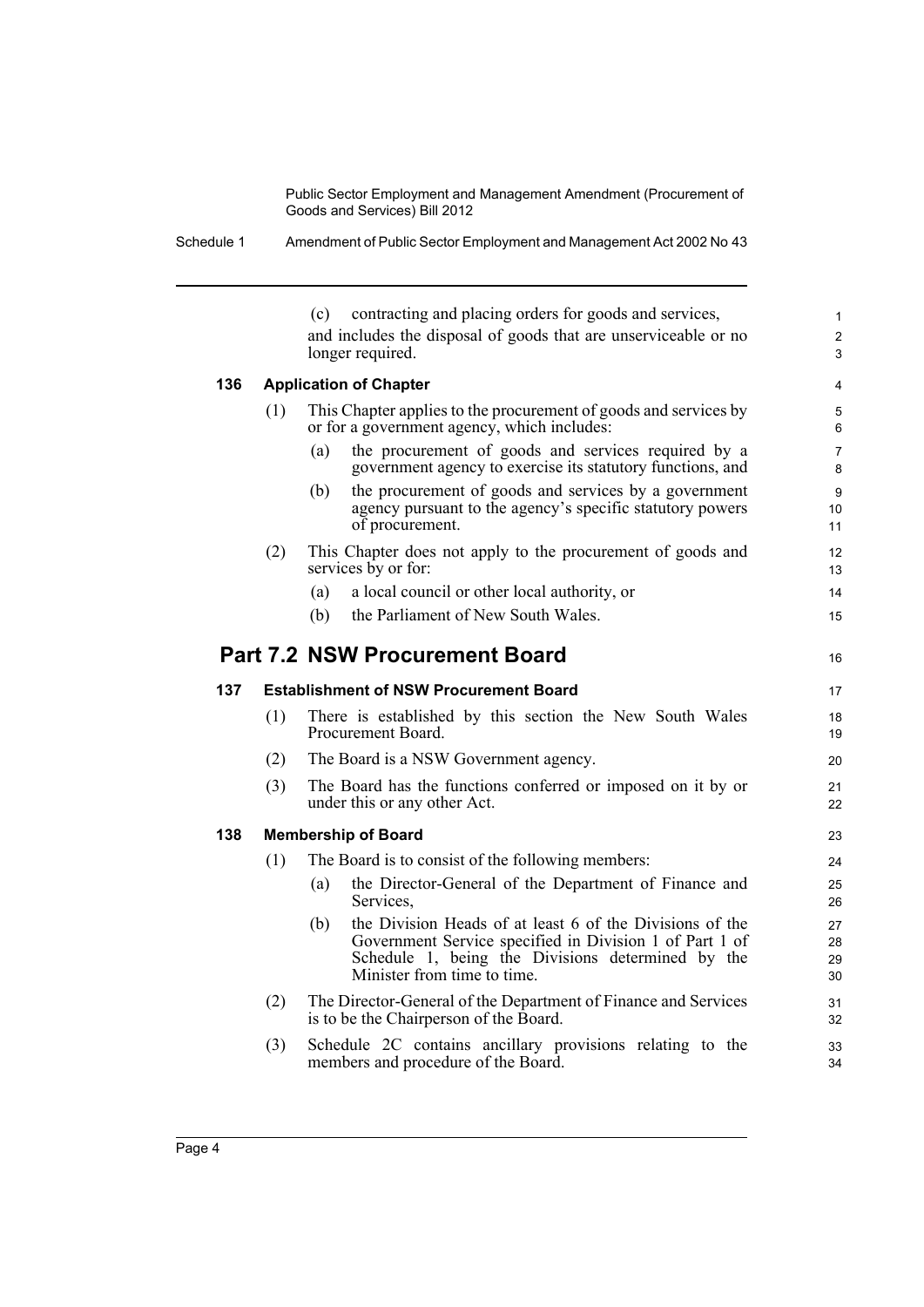(c) contracting and placing orders for goods and services,

and includes the disposal of goods that are unserviceable or no longer required.

**136 Application of Chapter**

(1) This Chapter applies to the procurement of goods and services by or for a government agency, which includes:

(a) the procurement of goods and services required by a government agency to exercise its statutory functions, and

(b) the procurement of goods and services by a government agency pursuant to the agency's specific statutory powers of procurement.

(2) This Chapter does not apply to the procurement of goods and services by or for:

(a) a local council or other local authority, or

(b) the Parliament of New South Wales.

## Part 7.2 NSW Procurement Board

**137 Establishment of NSW Procurement Board**

(1) There is established by this section the New South Wales Procurement Board.

(2) The Board is a NSW Government agency.

(3) The Board has the functions conferred or imposed on it by or under this or any other Act.

**138 Membership of Board**

(1) The Board is to consist of the following members:

(a) the Director-General of the Department of Finance and Services,

(b) the Division Heads of at least 6 of the Divisions of the Government Service specified in Division 1 of Part 1 of Schedule 1, being the Divisions determined by the Minister from time to time.

(2) The Director-General of the Department of Finance and Services is to be the Chairperson of the Board.

(3) Schedule 2C contains ancillary provisions relating to the members and procedure of the Board.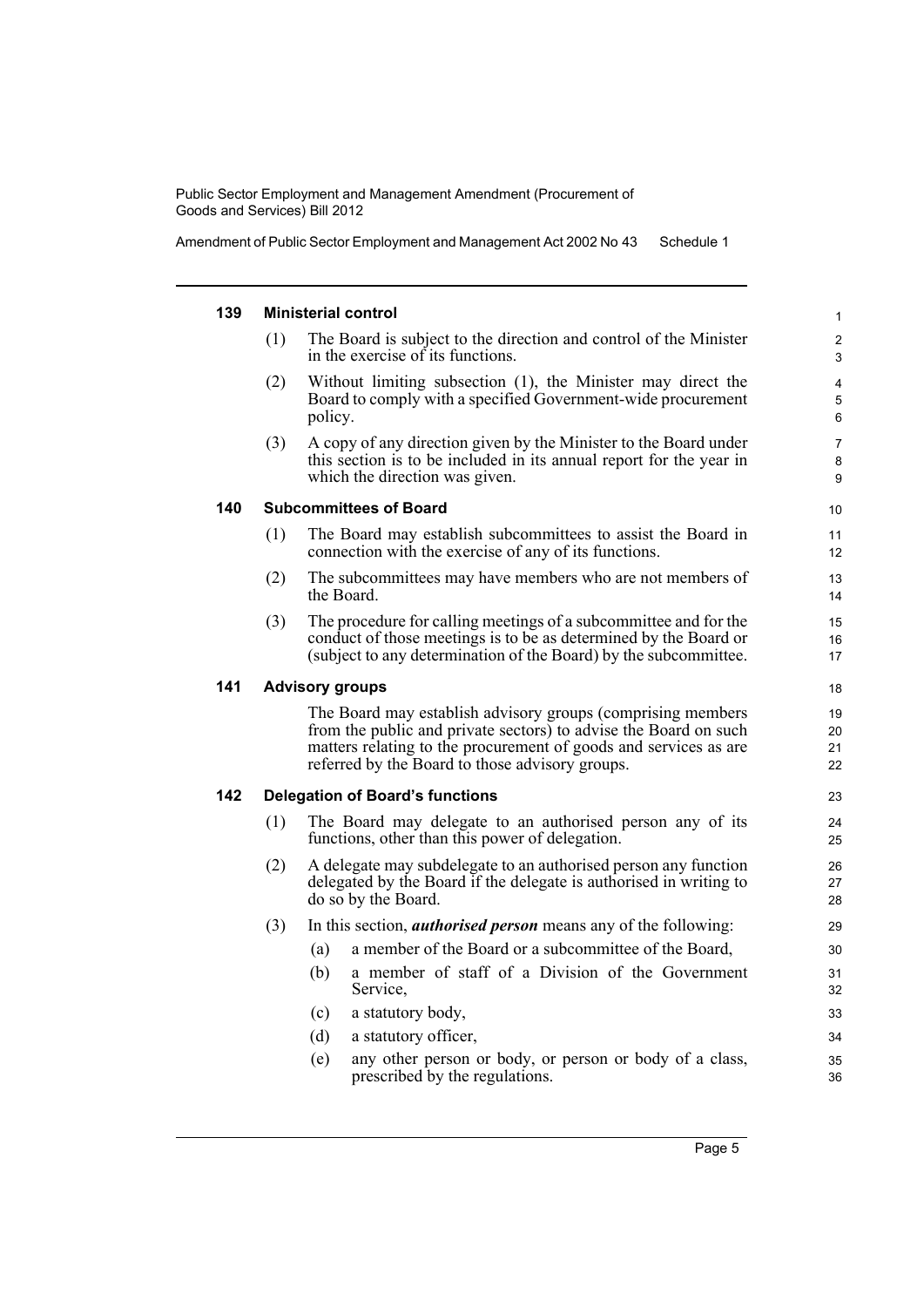### 139 Ministerial control

(1) The Board is subject to the direction and control of the Minister in the exercise of its functions.

(2) Without limiting subsection (1), the Minister may direct the Board to comply with a specified Government-wide procurement policy.

(3) A copy of any direction given by the Minister to the Board under this section is to be included in its annual report for the year in which the direction was given.

### 140 Subcommittees of Board

(1) The Board may establish subcommittees to assist the Board in connection with the exercise of any of its functions.

(2) The subcommittees may have members who are not members of the Board.

(3) The procedure for calling meetings of a subcommittee and for the conduct of those meetings is to be as determined by the Board or (subject to any determination of the Board) by the subcommittee.

### 141 Advisory groups

The Board may establish advisory groups (comprising members from the public and private sectors) to advise the Board on such matters relating to the procurement of goods and services as are referred by the Board to those advisory groups.

### 142 Delegation of Board's functions

(1) The Board may delegate to an authorised person any of its functions, other than this power of delegation.

(2) A delegate may subdelegate to an authorised person any function delegated by the Board if the delegate is authorised in writing to do so by the Board.

(3) In this section, ***authorised person*** means any of the following:

- (a) a member of the Board or a subcommittee of the Board,
- (b) a member of staff of a Division of the Government Service,
- (c) a statutory body,
- (d) a statutory officer,
- (e) any other person or body, or person or body of a class, prescribed by the regulations.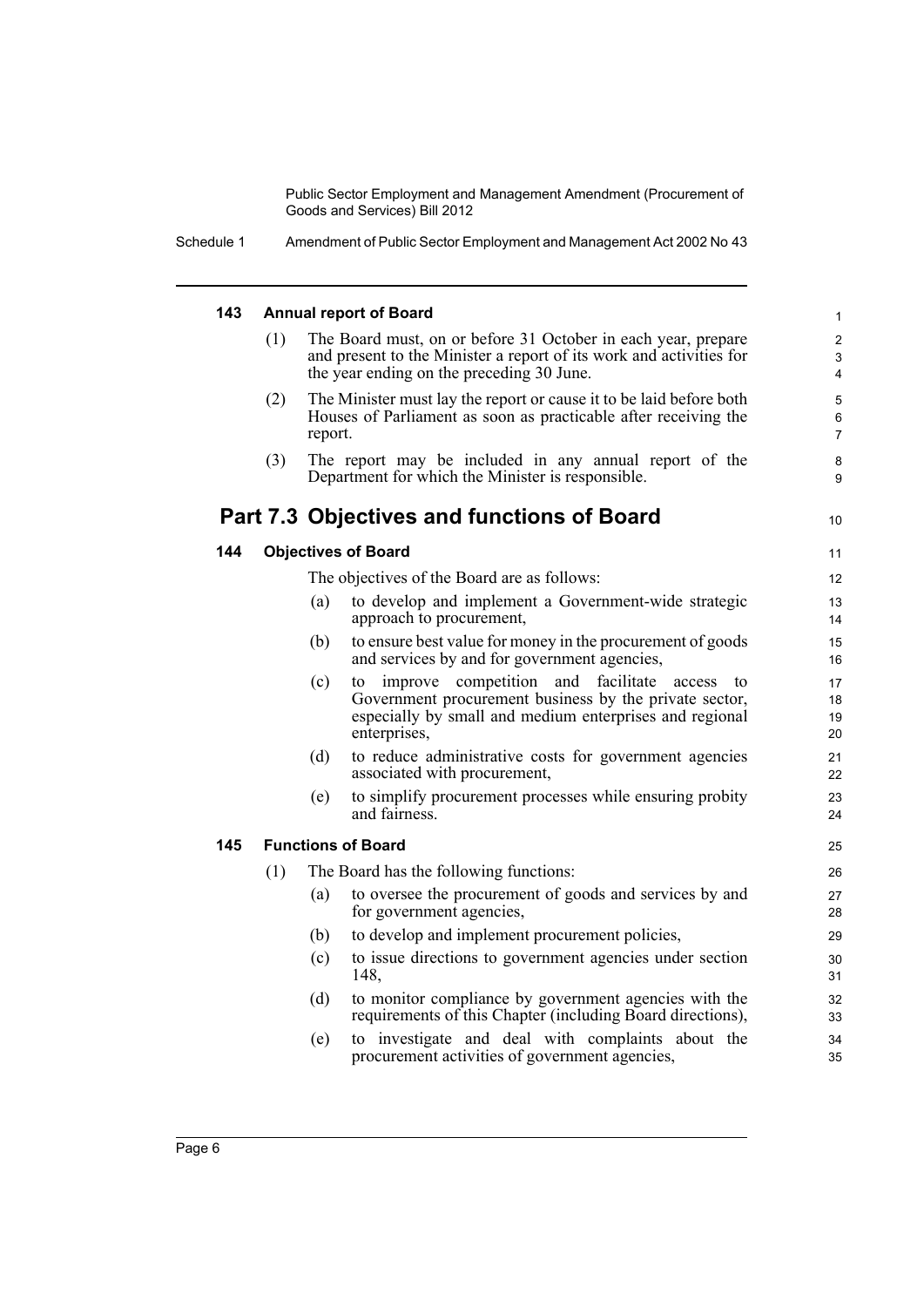#### 143 Annual report of Board

(1) The Board must, on or before 31 October in each year, prepare and present to the Minister a report of its work and activities for the year ending on the preceding 30 June.

(2) The Minister must lay the report or cause it to be laid before both Houses of Parliament as soon as practicable after receiving the report.

(3) The report may be included in any annual report of the Department for which the Minister is responsible.

## Part 7.3 Objectives and functions of Board

#### 144 Objectives of Board

The objectives of the Board are as follows:

(a) to develop and implement a Government-wide strategic approach to procurement,

(b) to ensure best value for money in the procurement of goods and services by and for government agencies,

(c) to improve competition and facilitate access to Government procurement business by the private sector, especially by small and medium enterprises and regional enterprises,

(d) to reduce administrative costs for government agencies associated with procurement,

(e) to simplify procurement processes while ensuring probity and fairness.

#### 145 Functions of Board

(1) The Board has the following functions:

(a) to oversee the procurement of goods and services by and for government agencies,

(b) to develop and implement procurement policies,

(c) to issue directions to government agencies under section 148,

(d) to monitor compliance by government agencies with the requirements of this Chapter (including Board directions),

(e) to investigate and deal with complaints about the procurement activities of government agencies,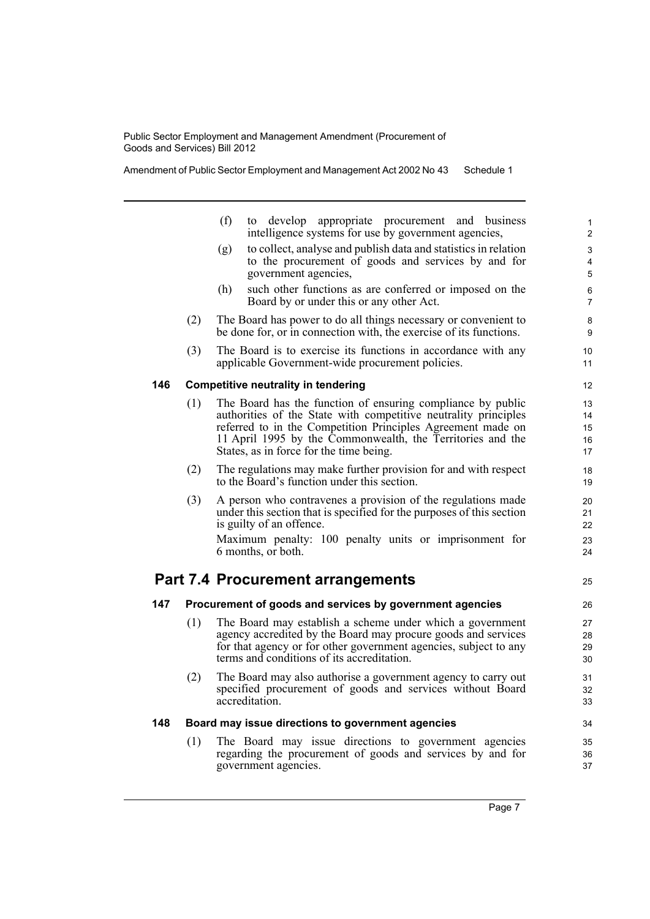(f) to develop appropriate procurement and business intelligence systems for use by government agencies,

(g) to collect, analyse and publish data and statistics in relation to the procurement of goods and services by and for government agencies,

(h) such other functions as are conferred or imposed on the Board by or under this or any other Act.

(2) The Board has power to do all things necessary or convenient to be done for, or in connection with, the exercise of its functions.

(3) The Board is to exercise its functions in accordance with any applicable Government-wide procurement policies.

**146 Competitive neutrality in tendering**

(1) The Board has the function of ensuring compliance by public authorities of the State with competitive neutrality principles referred to in the Competition Principles Agreement made on 11 April 1995 by the Commonwealth, the Territories and the States, as in force for the time being.

(2) The regulations may make further provision for and with respect to the Board's function under this section.

(3) A person who contravenes a provision of the regulations made under this section that is specified for the purposes of this section is guilty of an offence.

Maximum penalty: 100 penalty units or imprisonment for 6 months, or both.

## Part 7.4 Procurement arrangements

**147 Procurement of goods and services by government agencies**

(1) The Board may establish a scheme under which a government agency accredited by the Board may procure goods and services for that agency or for other government agencies, subject to any terms and conditions of its accreditation.

(2) The Board may also authorise a government agency to carry out specified procurement of goods and services without Board accreditation.

**148 Board may issue directions to government agencies**

(1) The Board may issue directions to government agencies regarding the procurement of goods and services by and for government agencies.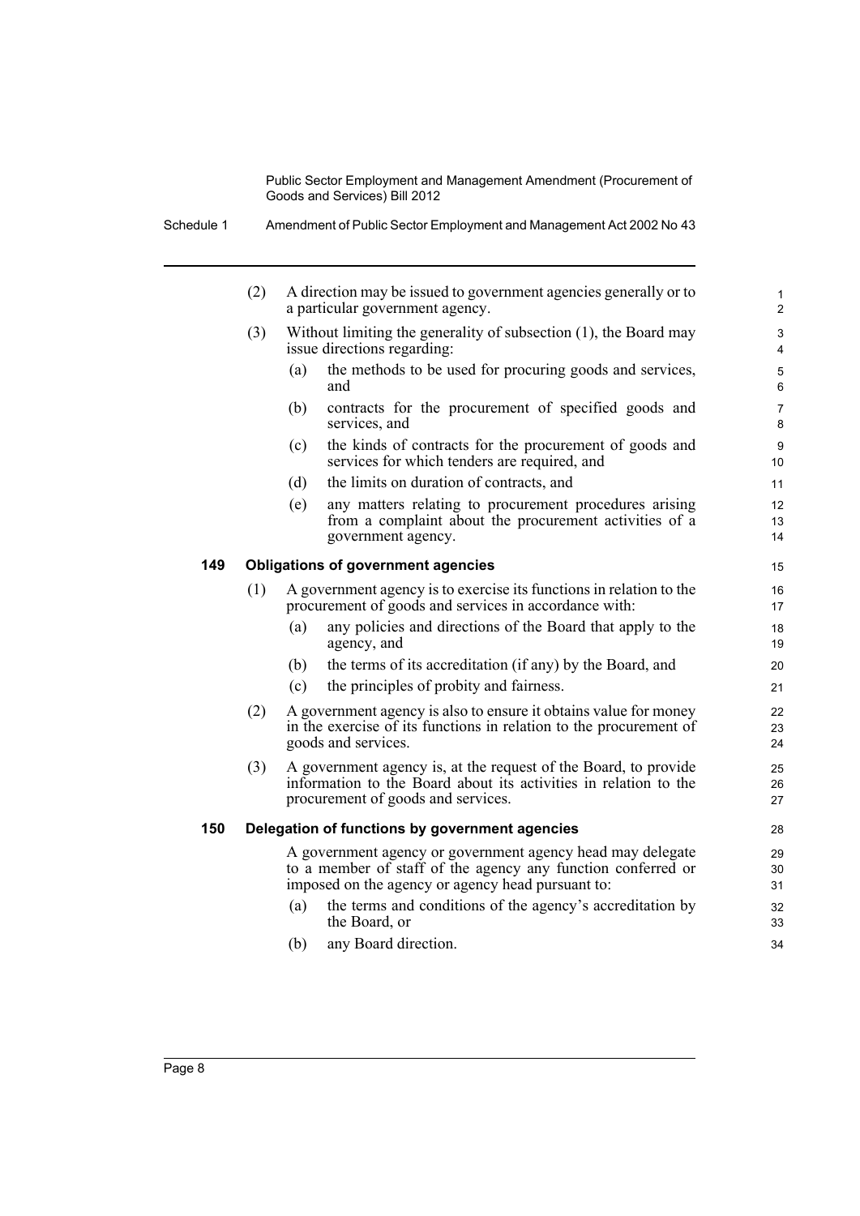(2) A direction may be issued to government agencies generally or to a particular government agency.

(3) Without limiting the generality of subsection (1), the Board may issue directions regarding:

- (a) the methods to be used for procuring goods and services, and
- (b) contracts for the procurement of specified goods and services, and
- (c) the kinds of contracts for the procurement of goods and services for which tenders are required, and
- (d) the limits on duration of contracts, and
- (e) any matters relating to procurement procedures arising from a complaint about the procurement activities of a government agency.

### 149 Obligations of government agencies

(1) A government agency is to exercise its functions in relation to the procurement of goods and services in accordance with:

- (a) any policies and directions of the Board that apply to the agency, and
- (b) the terms of its accreditation (if any) by the Board, and
- (c) the principles of probity and fairness.

(2) A government agency is also to ensure it obtains value for money in the exercise of its functions in relation to the procurement of goods and services.

(3) A government agency is, at the request of the Board, to provide information to the Board about its activities in relation to the procurement of goods and services.

### 150 Delegation of functions by government agencies

A government agency or government agency head may delegate to a member of staff of the agency any function conferred or imposed on the agency or agency head pursuant to:

- (a) the terms and conditions of the agency's accreditation by the Board, or
- (b) any Board direction.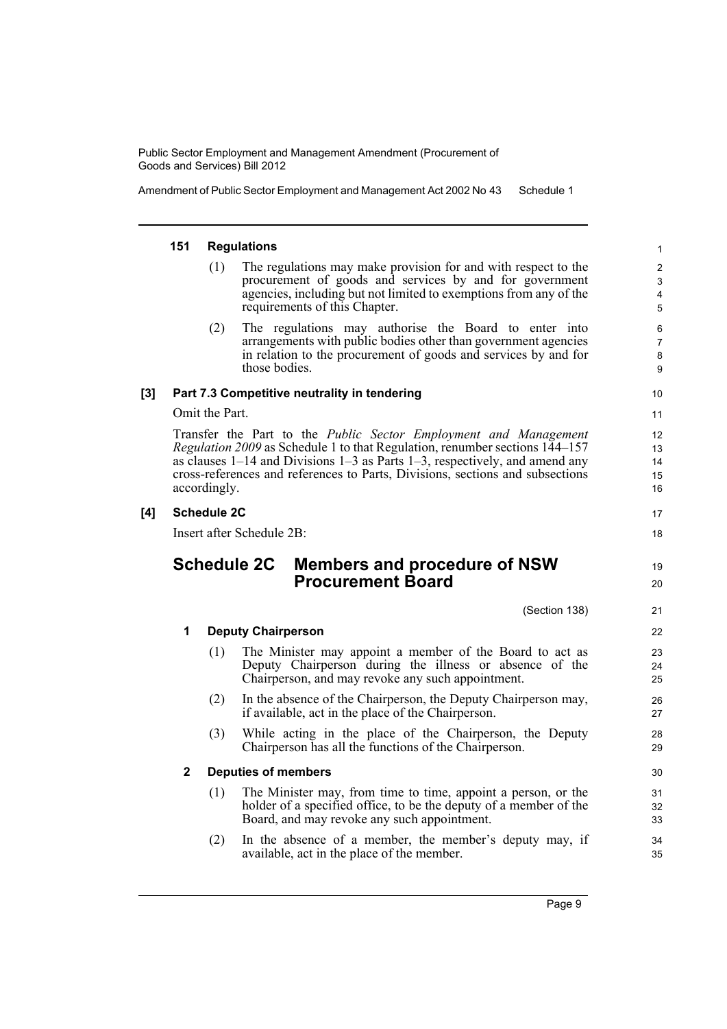#### 151 Regulations

(1) The regulations may make provision for and with respect to the procurement of goods and services by and for government agencies, including but not limited to exemptions from any of the requirements of this Chapter.

(2) The regulations may authorise the Board to enter into arrangements with public bodies other than government agencies in relation to the procurement of goods and services by and for those bodies.

### [3] Part 7.3 Competitive neutrality in tendering

Omit the Part.

Transfer the Part to the *Public Sector Employment and Management Regulation 2009* as Schedule 1 to that Regulation, renumber sections 144–157 as clauses 1–14 and Divisions 1–3 as Parts 1–3, respectively, and amend any cross-references and references to Parts, Divisions, sections and subsections accordingly.

### [4] Schedule 2C

Insert after Schedule 2B:

## Schedule 2C Members and procedure of NSW Procurement Board

(Section 138)

#### 1 Deputy Chairperson

(1) The Minister may appoint a member of the Board to act as Deputy Chairperson during the illness or absence of the Chairperson, and may revoke any such appointment.

(2) In the absence of the Chairperson, the Deputy Chairperson may, if available, act in the place of the Chairperson.

(3) While acting in the place of the Chairperson, the Deputy Chairperson has all the functions of the Chairperson.

#### 2 Deputies of members

(1) The Minister may, from time to time, appoint a person, or the holder of a specified office, to be the deputy of a member of the Board, and may revoke any such appointment.

(2) In the absence of a member, the member's deputy may, if available, act in the place of the member.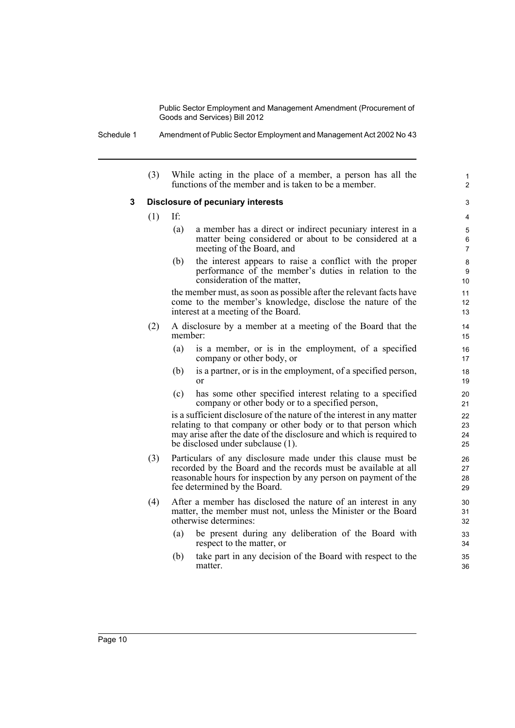(3) While acting in the place of a member, a person has all the functions of the member and is taken to be a member.

### 3 Disclosure of pecuniary interests

(1) If:

(a) a member has a direct or indirect pecuniary interest in a matter being considered or about to be considered at a meeting of the Board, and

(b) the interest appears to raise a conflict with the proper performance of the member's duties in relation to the consideration of the matter,

the member must, as soon as possible after the relevant facts have come to the member's knowledge, disclose the nature of the interest at a meeting of the Board.

(2) A disclosure by a member at a meeting of the Board that the member:

(a) is a member, or is in the employment, of a specified company or other body, or

(b) is a partner, or is in the employment, of a specified person, or

(c) has some other specified interest relating to a specified company or other body or to a specified person,

is a sufficient disclosure of the nature of the interest in any matter relating to that company or other body or to that person which may arise after the date of the disclosure and which is required to be disclosed under subclause (1).

(3) Particulars of any disclosure made under this clause must be recorded by the Board and the records must be available at all reasonable hours for inspection by any person on payment of the fee determined by the Board.

(4) After a member has disclosed the nature of an interest in any matter, the member must not, unless the Minister or the Board otherwise determines:

(a) be present during any deliberation of the Board with respect to the matter, or

(b) take part in any decision of the Board with respect to the matter.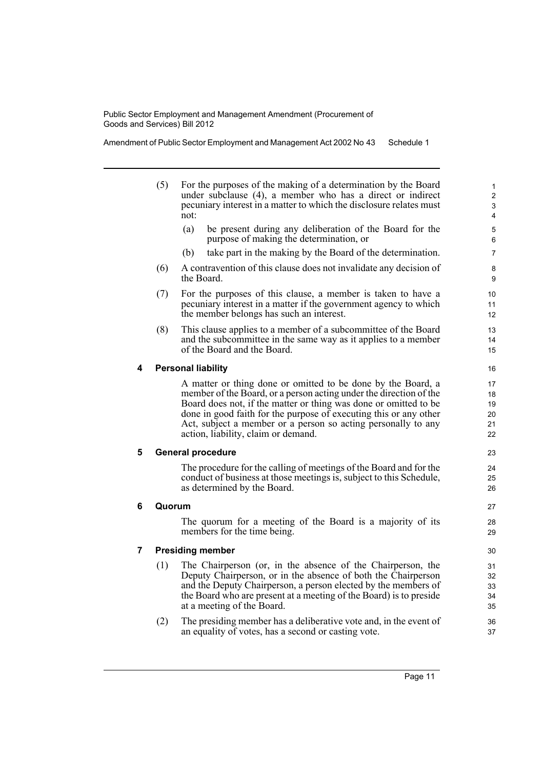(5) For the purposes of the making of a determination by the Board under subclause (4), a member who has a direct or indirect pecuniary interest in a matter to which the disclosure relates must not:

(a) be present during any deliberation of the Board for the purpose of making the determination, or

(b) take part in the making by the Board of the determination.

(6) A contravention of this clause does not invalidate any decision of the Board.

(7) For the purposes of this clause, a member is taken to have a pecuniary interest in a matter if the government agency to which the member belongs has such an interest.

(8) This clause applies to a member of a subcommittee of the Board and the subcommittee in the same way as it applies to a member of the Board and the Board.

### 4 Personal liability

A matter or thing done or omitted to be done by the Board, a member of the Board, or a person acting under the direction of the Board does not, if the matter or thing was done or omitted to be done in good faith for the purpose of executing this or any other Act, subject a member or a person so acting personally to any action, liability, claim or demand.

### 5 General procedure

The procedure for the calling of meetings of the Board and for the conduct of business at those meetings is, subject to this Schedule, as determined by the Board.

### 6 Quorum

The quorum for a meeting of the Board is a majority of its members for the time being.

### 7 Presiding member

(1) The Chairperson (or, in the absence of the Chairperson, the Deputy Chairperson, or in the absence of both the Chairperson and the Deputy Chairperson, a person elected by the members of the Board who are present at a meeting of the Board) is to preside at a meeting of the Board.

(2) The presiding member has a deliberative vote and, in the event of an equality of votes, has a second or casting vote.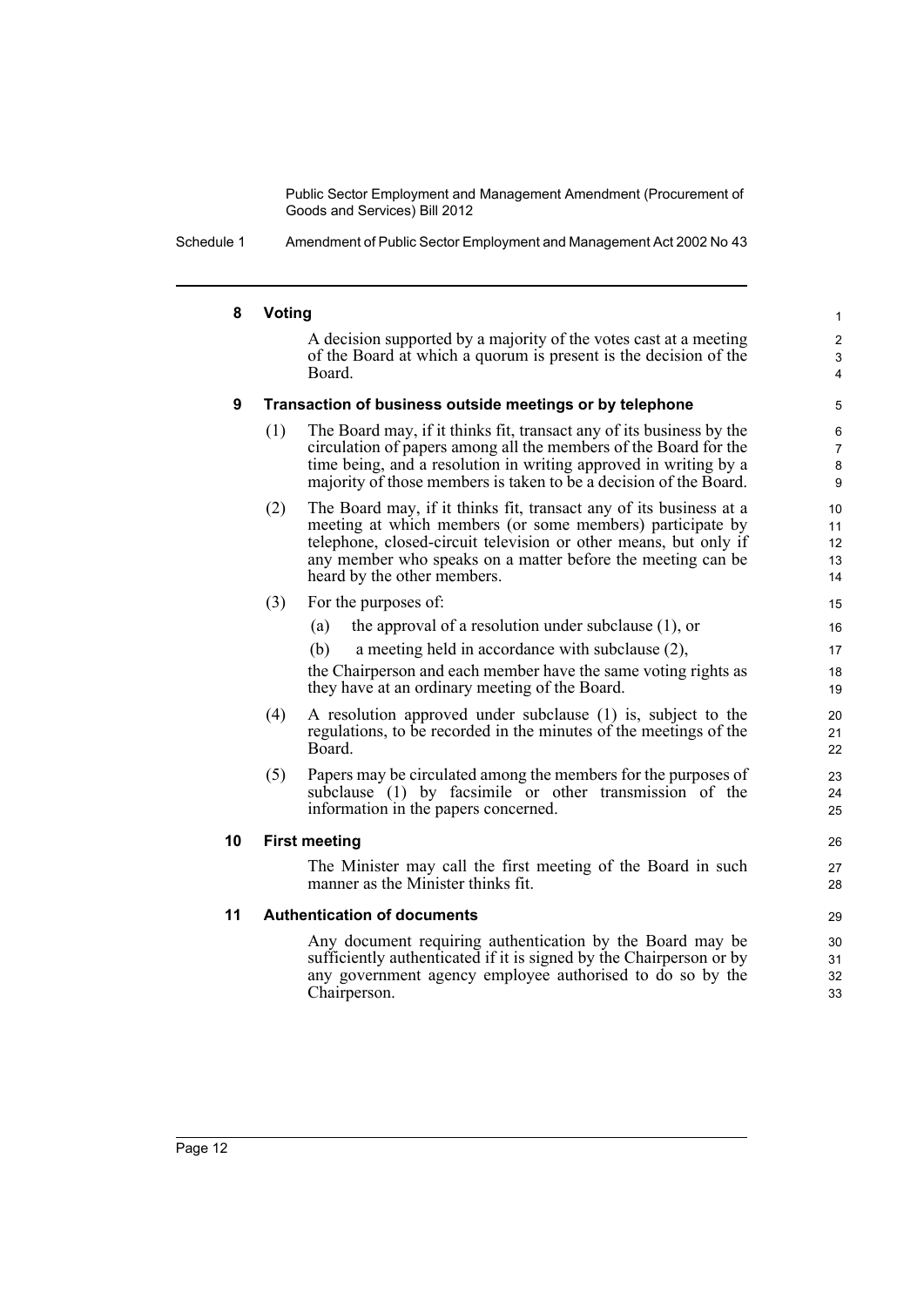### 8 Voting

A decision supported by a majority of the votes cast at a meeting of the Board at which a quorum is present is the decision of the Board.

### 9 Transaction of business outside meetings or by telephone

(1) The Board may, if it thinks fit, transact any of its business by the circulation of papers among all the members of the Board for the time being, and a resolution in writing approved in writing by a majority of those members is taken to be a decision of the Board.

(2) The Board may, if it thinks fit, transact any of its business at a meeting at which members (or some members) participate by telephone, closed-circuit television or other means, but only if any member who speaks on a matter before the meeting can be heard by the other members.

(3) For the purposes of:

- (a) the approval of a resolution under subclause (1), or
- (b) a meeting held in accordance with subclause (2),

the Chairperson and each member have the same voting rights as they have at an ordinary meeting of the Board.

(4) A resolution approved under subclause (1) is, subject to the regulations, to be recorded in the minutes of the meetings of the Board.

(5) Papers may be circulated among the members for the purposes of subclause (1) by facsimile or other transmission of the information in the papers concerned.

### 10 First meeting

The Minister may call the first meeting of the Board in such manner as the Minister thinks fit.

### 11 Authentication of documents

Any document requiring authentication by the Board may be sufficiently authenticated if it is signed by the Chairperson or by any government agency employee authorised to do so by the Chairperson.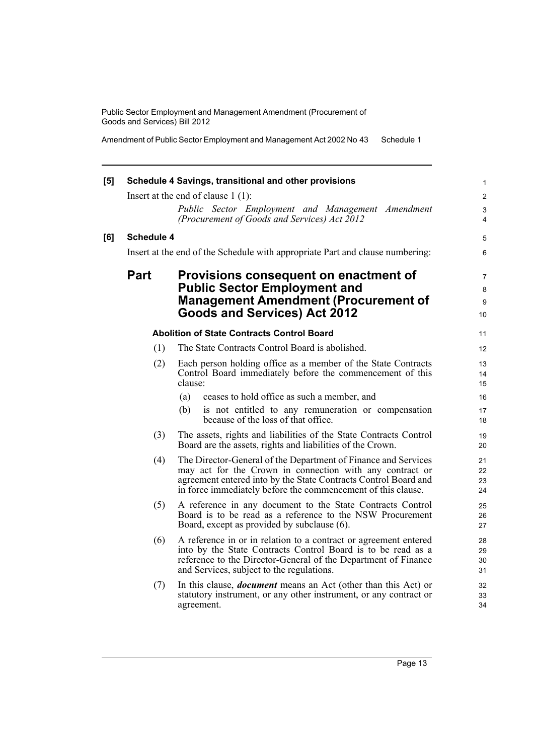**[5] Schedule 4 Savings, transitional and other provisions**

Insert at the end of clause 1 (1):

*Public Sector Employment and Management Amendment (Procurement of Goods and Services) Act 2012*

**[6] Schedule 4**

Insert at the end of the Schedule with appropriate Part and clause numbering:

## Part Provisions consequent on enactment of Public Sector Employment and Management Amendment (Procurement of Goods and Services) Act 2012

### Abolition of State Contracts Control Board

(1) The State Contracts Control Board is abolished.

(2) Each person holding office as a member of the State Contracts Control Board immediately before the commencement of this clause:

(a) ceases to hold office as such a member, and

(b) is not entitled to any remuneration or compensation because of the loss of that office.

(3) The assets, rights and liabilities of the State Contracts Control Board are the assets, rights and liabilities of the Crown.

(4) The Director-General of the Department of Finance and Services may act for the Crown in connection with any contract or agreement entered into by the State Contracts Control Board and in force immediately before the commencement of this clause.

(5) A reference in any document to the State Contracts Control Board is to be read as a reference to the NSW Procurement Board, except as provided by subclause (6).

(6) A reference in or in relation to a contract or agreement entered into by the State Contracts Control Board is to be read as a reference to the Director-General of the Department of Finance and Services, subject to the regulations.

(7) In this clause, ***document*** means an Act (other than this Act) or statutory instrument, or any other instrument, or any contract or agreement.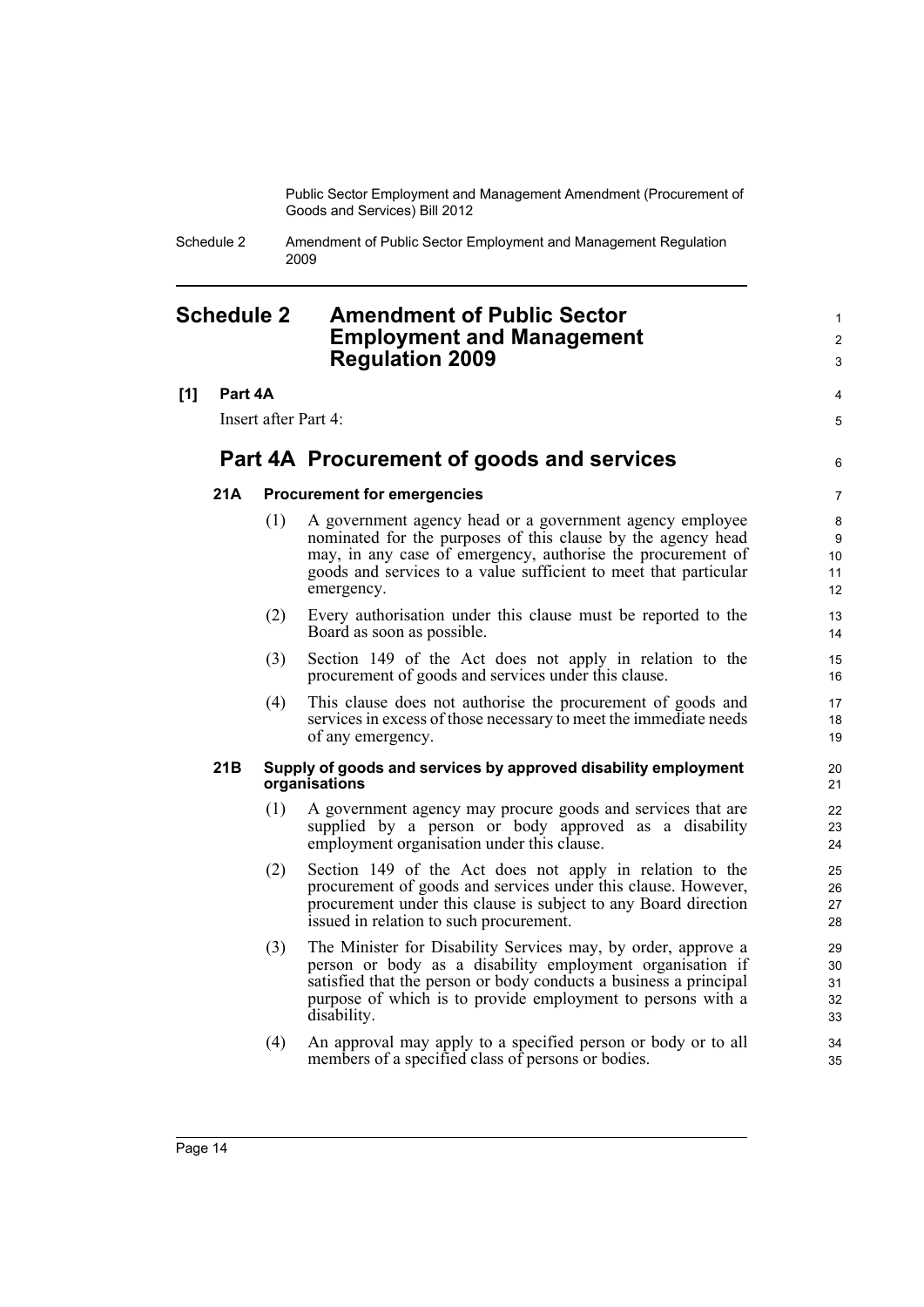# Schedule 2 Amendment of Public Sector Employment and Management Regulation 2009

**[1] Part 4A**

Insert after Part 4:

## Part 4A Procurement of goods and services

### 21A Procurement for emergencies

(1) A government agency head or a government agency employee nominated for the purposes of this clause by the agency head may, in any case of emergency, authorise the procurement of goods and services to a value sufficient to meet that particular emergency.

(2) Every authorisation under this clause must be reported to the Board as soon as possible.

(3) Section 149 of the Act does not apply in relation to the procurement of goods and services under this clause.

(4) This clause does not authorise the procurement of goods and services in excess of those necessary to meet the immediate needs of any emergency.

### 21B Supply of goods and services by approved disability employment organisations

(1) A government agency may procure goods and services that are supplied by a person or body approved as a disability employment organisation under this clause.

(2) Section 149 of the Act does not apply in relation to the procurement of goods and services under this clause. However, procurement under this clause is subject to any Board direction issued in relation to such procurement.

(3) The Minister for Disability Services may, by order, approve a person or body as a disability employment organisation if satisfied that the person or body conducts a business a principal purpose of which is to provide employment to persons with a disability.

(4) An approval may apply to a specified person or body or to all members of a specified class of persons or bodies.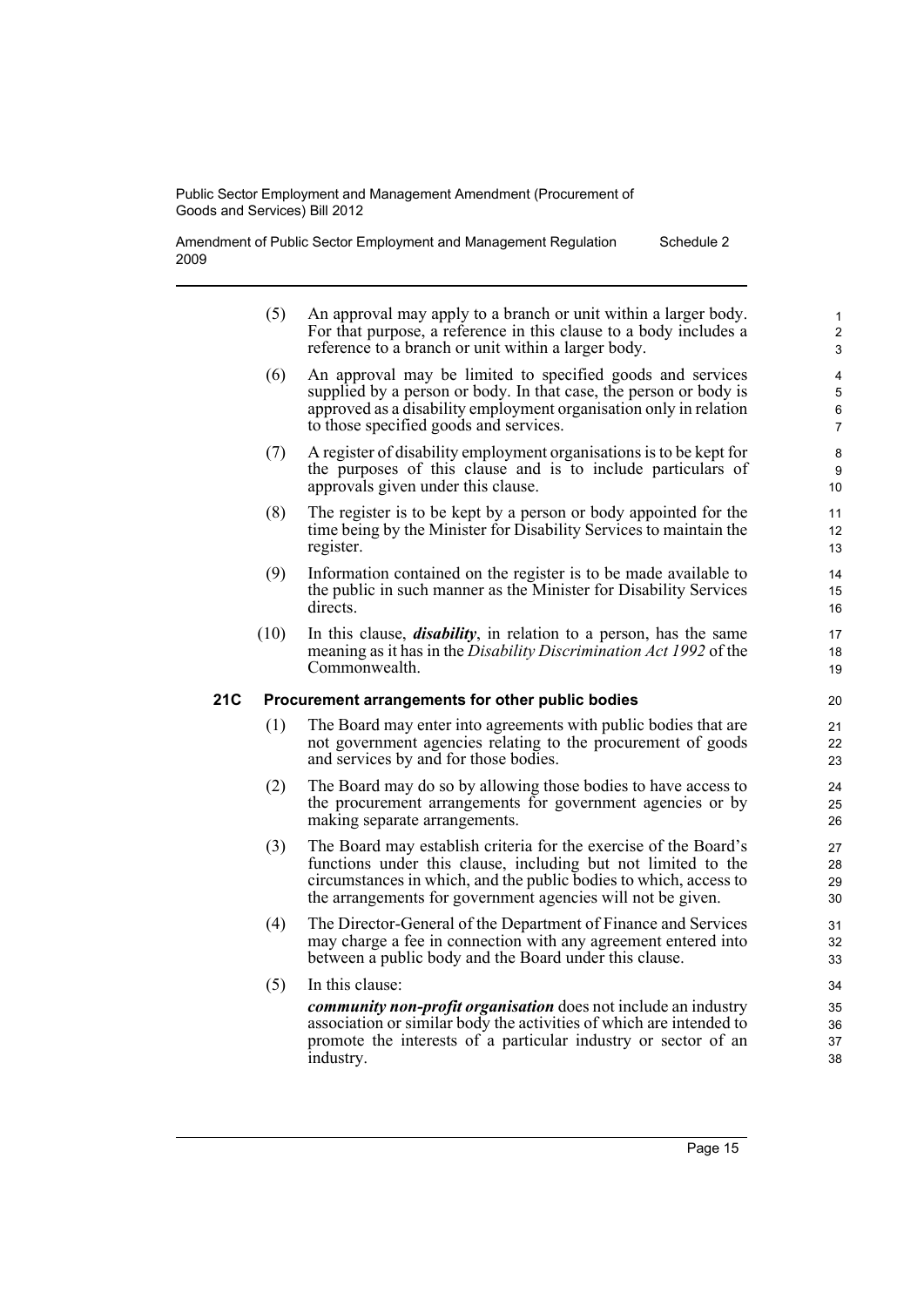(5) An approval may apply to a branch or unit within a larger body. For that purpose, a reference in this clause to a body includes a reference to a branch or unit within a larger body.

(6) An approval may be limited to specified goods and services supplied by a person or body. In that case, the person or body is approved as a disability employment organisation only in relation to those specified goods and services.

(7) A register of disability employment organisations is to be kept for the purposes of this clause and is to include particulars of approvals given under this clause.

(8) The register is to be kept by a person or body appointed for the time being by the Minister for Disability Services to maintain the register.

(9) Information contained on the register is to be made available to the public in such manner as the Minister for Disability Services directs.

(10) In this clause, ***disability***, in relation to a person, has the same meaning as it has in the *Disability Discrimination Act 1992* of the Commonwealth.

**21C Procurement arrangements for other public bodies**

(1) The Board may enter into agreements with public bodies that are not government agencies relating to the procurement of goods and services by and for those bodies.

(2) The Board may do so by allowing those bodies to have access to the procurement arrangements for government agencies or by making separate arrangements.

(3) The Board may establish criteria for the exercise of the Board's functions under this clause, including but not limited to the circumstances in which, and the public bodies to which, access to the arrangements for government agencies will not be given.

(4) The Director-General of the Department of Finance and Services may charge a fee in connection with any agreement entered into between a public body and the Board under this clause.

(5) In this clause:

***community non-profit organisation*** does not include an industry association or similar body the activities of which are intended to promote the interests of a particular industry or sector of an industry.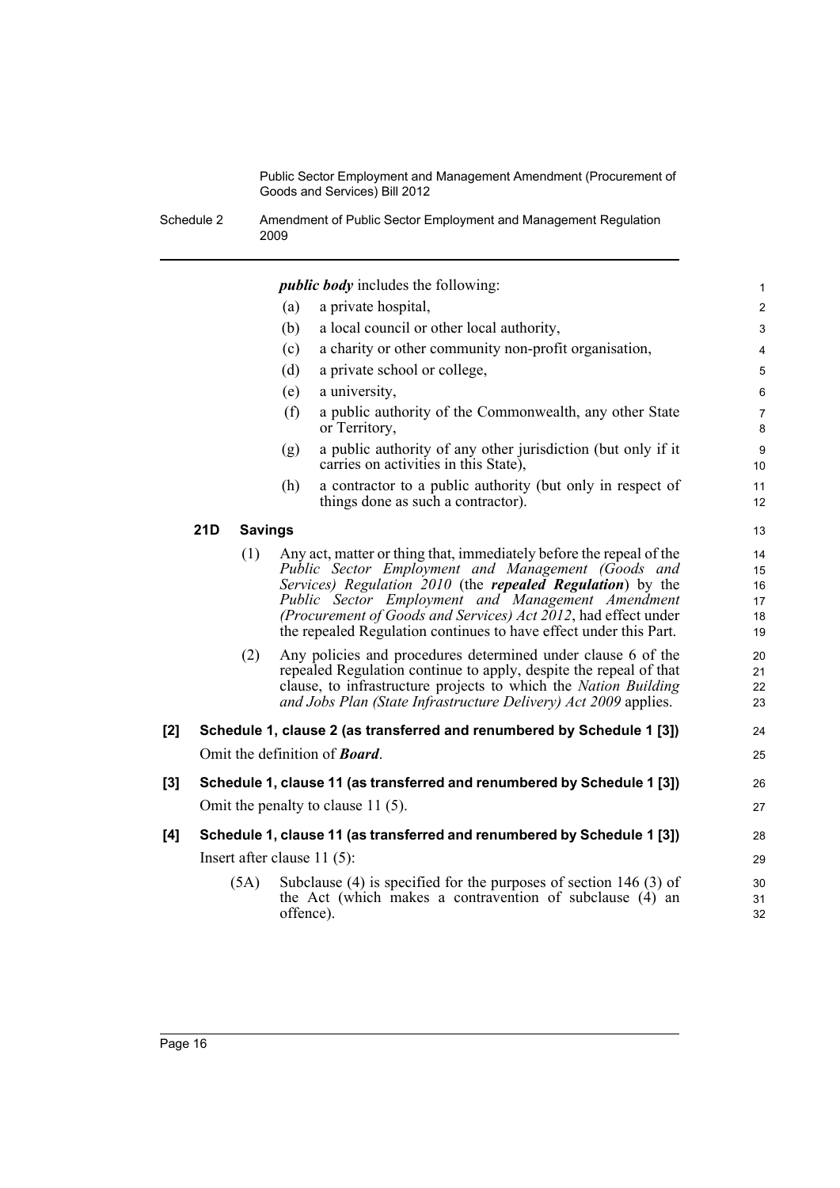***public body*** includes the following:

(a) a private hospital,

(b) a local council or other local authority,

(c) a charity or other community non-profit organisation,

(d) a private school or college,

(e) a university,

(f) a public authority of the Commonwealth, any other State or Territory,

(g) a public authority of any other jurisdiction (but only if it carries on activities in this State),

(h) a contractor to a public authority (but only in respect of things done as such a contractor).

### 21D Savings

(1) Any act, matter or thing that, immediately before the repeal of the *Public Sector Employment and Management (Goods and Services) Regulation 2010* (the ***repealed Regulation***) by the *Public Sector Employment and Management Amendment (Procurement of Goods and Services) Act 2012*, had effect under the repealed Regulation continues to have effect under this Part.

(2) Any policies and procedures determined under clause 6 of the repealed Regulation continue to apply, despite the repeal of that clause, to infrastructure projects to which the *Nation Building and Jobs Plan (State Infrastructure Delivery) Act 2009* applies.

### [2] Schedule 1, clause 2 (as transferred and renumbered by Schedule 1 [3])

Omit the definition of ***Board***.

### [3] Schedule 1, clause 11 (as transferred and renumbered by Schedule 1 [3])

Omit the penalty to clause 11 (5).

### [4] Schedule 1, clause 11 (as transferred and renumbered by Schedule 1 [3])

Insert after clause 11 (5):

(5A) Subclause (4) is specified for the purposes of section 146 (3) of the Act (which makes a contravention of subclause (4) an offence).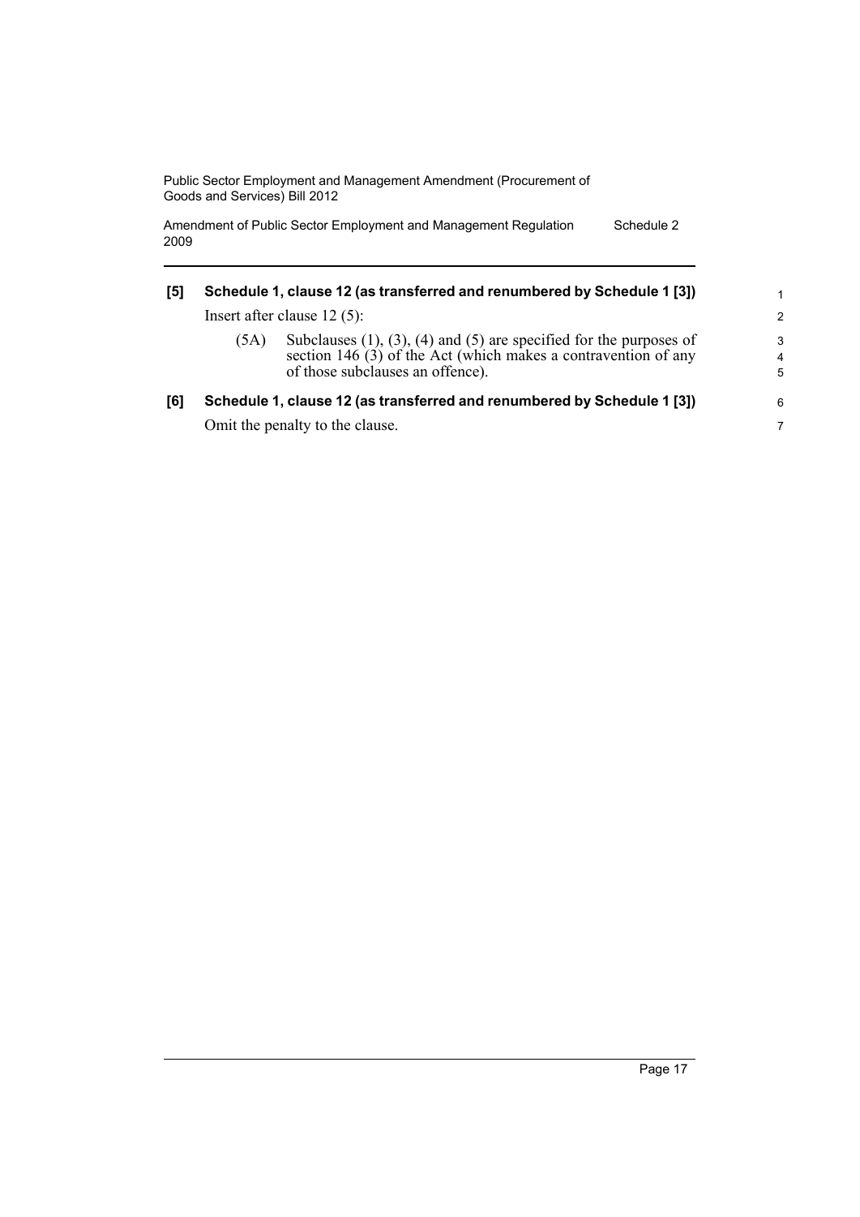**[5] Schedule 1, clause 12 (as transferred and renumbered by Schedule 1 [3])**

Insert after clause 12 (5):

(5A) Subclauses (1), (3), (4) and (5) are specified for the purposes of section 146 (3) of the Act (which makes a contravention of any of those subclauses an offence).

**[6] Schedule 1, clause 12 (as transferred and renumbered by Schedule 1 [3])**

Omit the penalty to the clause.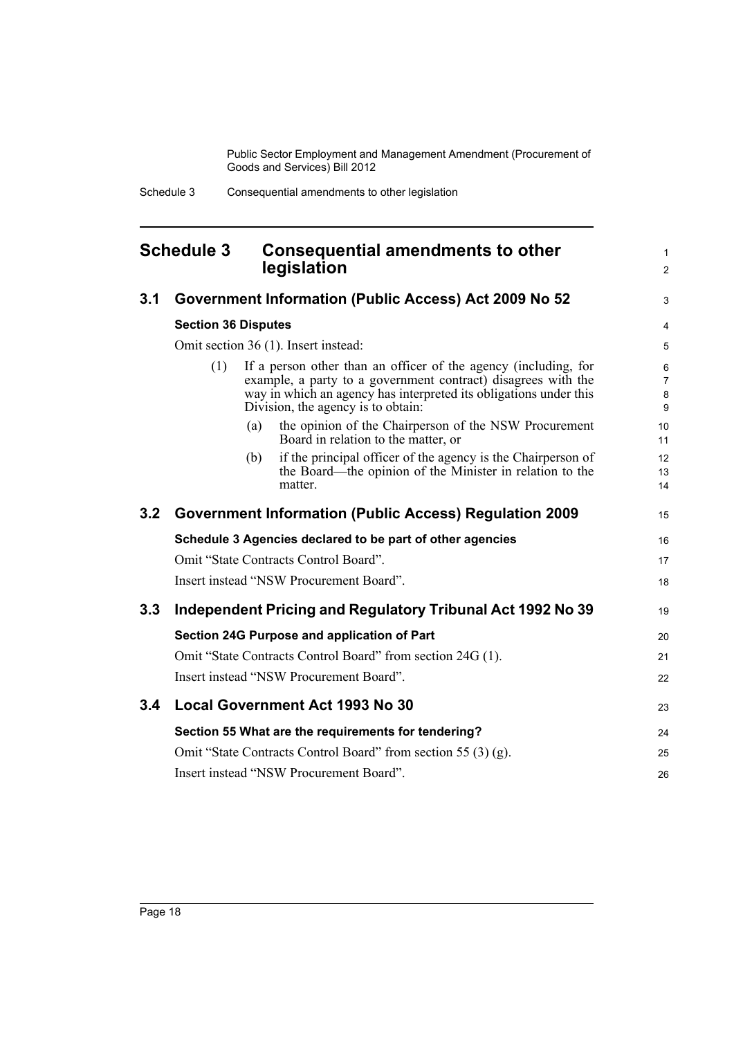## Schedule 3 Consequential amendments to other legislation

### 3.1 Government Information (Public Access) Act 2009 No 52

**Section 36 Disputes**

Omit section 36 (1). Insert instead:

(1) If a person other than an officer of the agency (including, for example, a party to a government contract) disagrees with the way in which an agency has interpreted its obligations under this Division, the agency is to obtain:

(a) the opinion of the Chairperson of the NSW Procurement Board in relation to the matter, or

(b) if the principal officer of the agency is the Chairperson of the Board—the opinion of the Minister in relation to the matter.

### 3.2 Government Information (Public Access) Regulation 2009

**Schedule 3 Agencies declared to be part of other agencies**

Omit "State Contracts Control Board".

Insert instead "NSW Procurement Board".

### 3.3 Independent Pricing and Regulatory Tribunal Act 1992 No 39

**Section 24G Purpose and application of Part**

Omit "State Contracts Control Board" from section 24G (1).

Insert instead "NSW Procurement Board".

### 3.4 Local Government Act 1993 No 30

**Section 55 What are the requirements for tendering?**

Omit "State Contracts Control Board" from section 55 (3) (g).

Insert instead "NSW Procurement Board".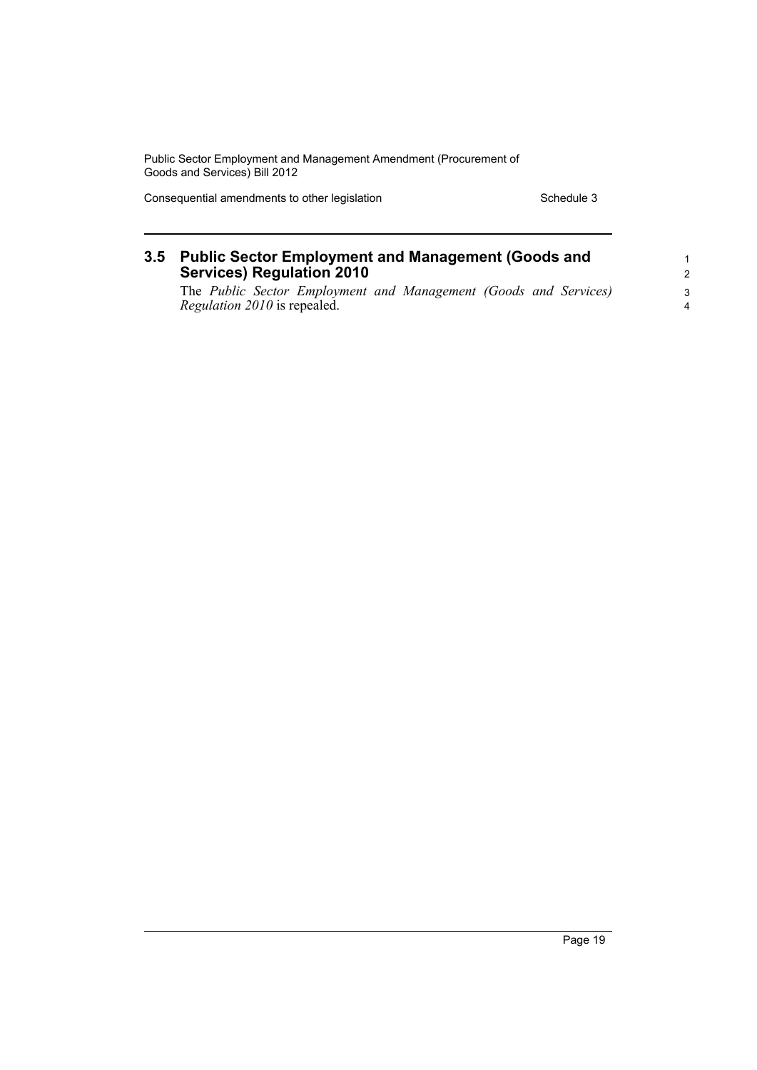## 3.5 Public Sector Employment and Management (Goods and Services) Regulation 2010

The *Public Sector Employment and Management (Goods and Services) Regulation 2010* is repealed.